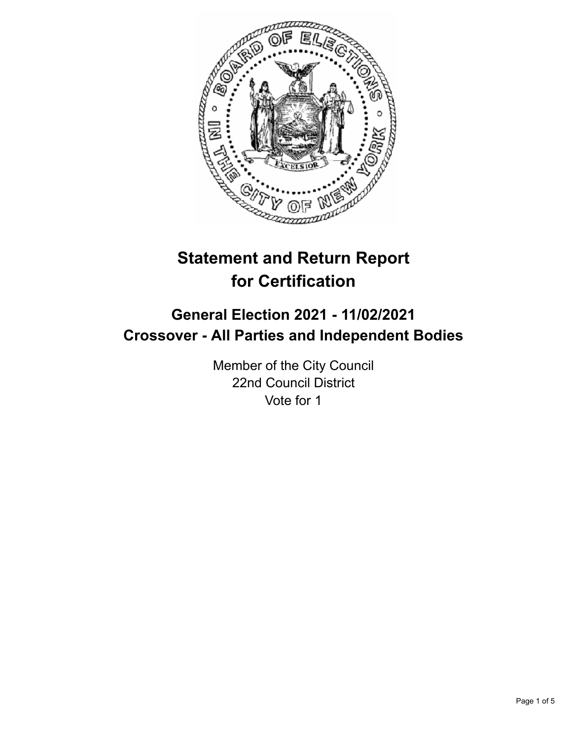# Statement and Return Report for Certification

## General Election 2021 - 11/02/2021
## Crossover - All Parties and Independent Bodies

Member of the City Council
22nd Council District
Vote for 1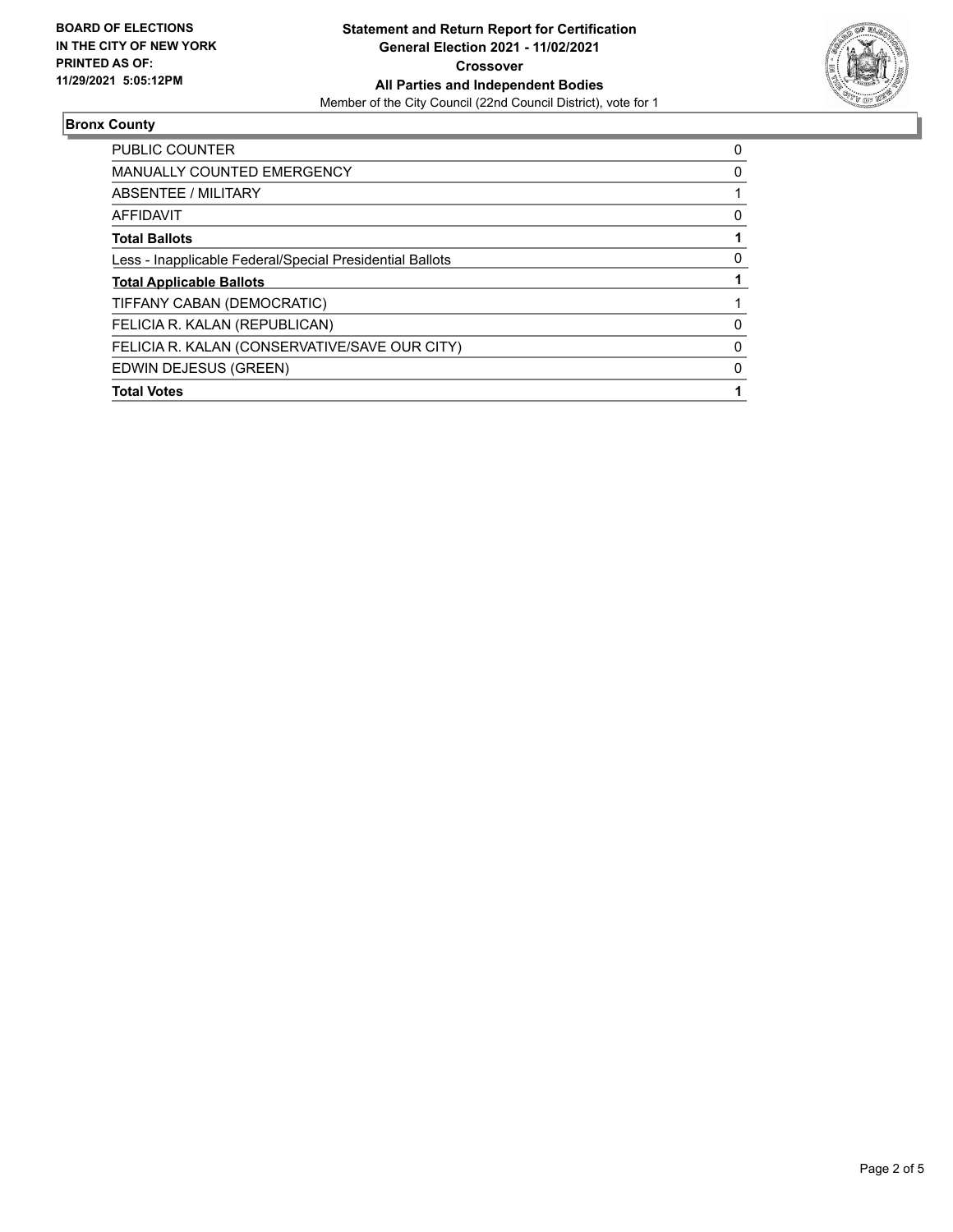**BOARD OF ELECTIONS IN THE CITY OF NEW YORK PRINTED AS OF: 11/29/2021 5:05:12PM**

**Statement and Return Report for Certification**
**General Election 2021 - 11/02/2021**
**Crossover**
**All Parties and Independent Bodies**
Member of the City Council (22nd Council District), vote for 1

## Bronx County

| | |
|---|---|
| PUBLIC COUNTER | 0 |
| MANUALLY COUNTED EMERGENCY | 0 |
| ABSENTEE / MILITARY | 1 |
| AFFIDAVIT | 0 |
| **Total Ballots** | **1** |
| Less - Inapplicable Federal/Special Presidential Ballots | 0 |
| **Total Applicable Ballots** | **1** |
| TIFFANY CABAN (DEMOCRATIC) | 1 |
| FELICIA R. KALAN (REPUBLICAN) | 0 |
| FELICIA R. KALAN (CONSERVATIVE/SAVE OUR CITY) | 0 |
| EDWIN DEJESUS (GREEN) | 0 |
| **Total Votes** | **1** |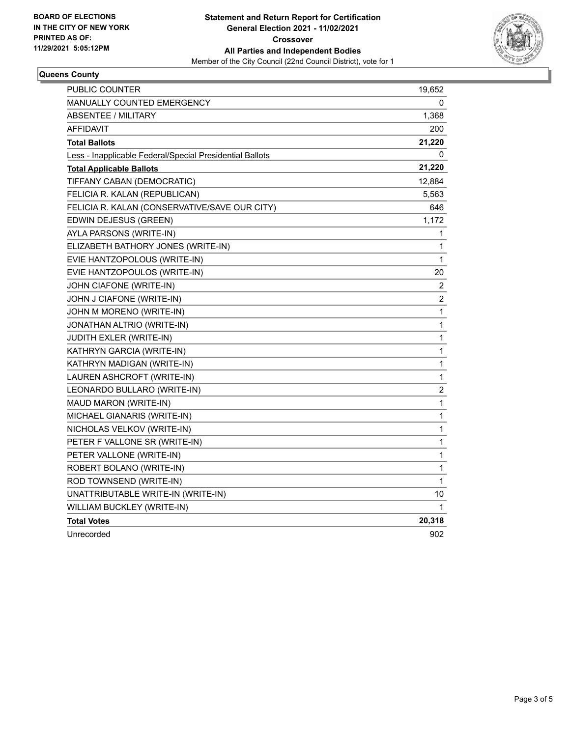**BOARD OF ELECTIONS IN THE CITY OF NEW YORK PRINTED AS OF: 11/29/2021 5:05:12PM**

**Statement and Return Report for Certification General Election 2021 - 11/02/2021 Crossover All Parties and Independent Bodies**

Member of the City Council (22nd Council District), vote for 1

**Queens County**

| | |
|---|---|
| PUBLIC COUNTER | 19,652 |
| MANUALLY COUNTED EMERGENCY | 0 |
| ABSENTEE / MILITARY | 1,368 |
| AFFIDAVIT | 200 |
| **Total Ballots** | **21,220** |
| Less - Inapplicable Federal/Special Presidential Ballots | 0 |
| **Total Applicable Ballots** | **21,220** |
| TIFFANY CABAN (DEMOCRATIC) | 12,884 |
| FELICIA R. KALAN (REPUBLICAN) | 5,563 |
| FELICIA R. KALAN (CONSERVATIVE/SAVE OUR CITY) | 646 |
| EDWIN DEJESUS (GREEN) | 1,172 |
| AYLA PARSONS (WRITE-IN) | 1 |
| ELIZABETH BATHORY JONES (WRITE-IN) | 1 |
| EVIE HANTZOPOLOUS (WRITE-IN) | 1 |
| EVIE HANTZOPOULOS (WRITE-IN) | 20 |
| JOHN CIAFONE (WRITE-IN) | 2 |
| JOHN J CIAFONE (WRITE-IN) | 2 |
| JOHN M MORENO (WRITE-IN) | 1 |
| JONATHAN ALTRIO (WRITE-IN) | 1 |
| JUDITH EXLER (WRITE-IN) | 1 |
| KATHRYN GARCIA (WRITE-IN) | 1 |
| KATHRYN MADIGAN (WRITE-IN) | 1 |
| LAUREN ASHCROFT (WRITE-IN) | 1 |
| LEONARDO BULLARO (WRITE-IN) | 2 |
| MAUD MARON (WRITE-IN) | 1 |
| MICHAEL GIANARIS (WRITE-IN) | 1 |
| NICHOLAS VELKOV (WRITE-IN) | 1 |
| PETER F VALLONE SR (WRITE-IN) | 1 |
| PETER VALLONE (WRITE-IN) | 1 |
| ROBERT BOLANO (WRITE-IN) | 1 |
| ROD TOWNSEND (WRITE-IN) | 1 |
| UNATTRIBUTABLE WRITE-IN (WRITE-IN) | 10 |
| WILLIAM BUCKLEY (WRITE-IN) | 1 |
| **Total Votes** | **20,318** |
| Unrecorded | 902 |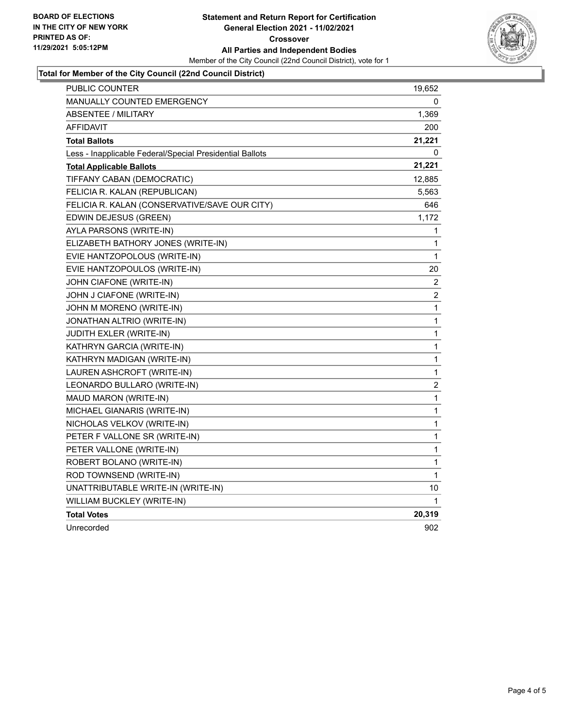**BOARD OF ELECTIONS IN THE CITY OF NEW YORK PRINTED AS OF: 11/29/2021 5:05:12PM**

**Statement and Return Report for Certification General Election 2021 - 11/02/2021 Crossover All Parties and Independent Bodies**

Member of the City Council (22nd Council District), vote for 1

## Total for Member of the City Council (22nd Council District)

| | |
|---|---|
| PUBLIC COUNTER | 19,652 |
| MANUALLY COUNTED EMERGENCY | 0 |
| ABSENTEE / MILITARY | 1,369 |
| AFFIDAVIT | 200 |
| **Total Ballots** | **21,221** |
| Less - Inapplicable Federal/Special Presidential Ballots | 0 |
| **Total Applicable Ballots** | **21,221** |
| TIFFANY CABAN (DEMOCRATIC) | 12,885 |
| FELICIA R. KALAN (REPUBLICAN) | 5,563 |
| FELICIA R. KALAN (CONSERVATIVE/SAVE OUR CITY) | 646 |
| EDWIN DEJESUS (GREEN) | 1,172 |
| AYLA PARSONS (WRITE-IN) | 1 |
| ELIZABETH BATHORY JONES (WRITE-IN) | 1 |
| EVIE HANTZOPOLOUS (WRITE-IN) | 1 |
| EVIE HANTZOPOULOS (WRITE-IN) | 20 |
| JOHN CIAFONE (WRITE-IN) | 2 |
| JOHN J CIAFONE (WRITE-IN) | 2 |
| JOHN M MORENO (WRITE-IN) | 1 |
| JONATHAN ALTRIO (WRITE-IN) | 1 |
| JUDITH EXLER (WRITE-IN) | 1 |
| KATHRYN GARCIA (WRITE-IN) | 1 |
| KATHRYN MADIGAN (WRITE-IN) | 1 |
| LAUREN ASHCROFT (WRITE-IN) | 1 |
| LEONARDO BULLARO (WRITE-IN) | 2 |
| MAUD MARON (WRITE-IN) | 1 |
| MICHAEL GIANARIS (WRITE-IN) | 1 |
| NICHOLAS VELKOV (WRITE-IN) | 1 |
| PETER F VALLONE SR (WRITE-IN) | 1 |
| PETER VALLONE (WRITE-IN) | 1 |
| ROBERT BOLANO (WRITE-IN) | 1 |
| ROD TOWNSEND (WRITE-IN) | 1 |
| UNATTRIBUTABLE WRITE-IN (WRITE-IN) | 10 |
| WILLIAM BUCKLEY (WRITE-IN) | 1 |
| **Total Votes** | **20,319** |
| Unrecorded | 902 |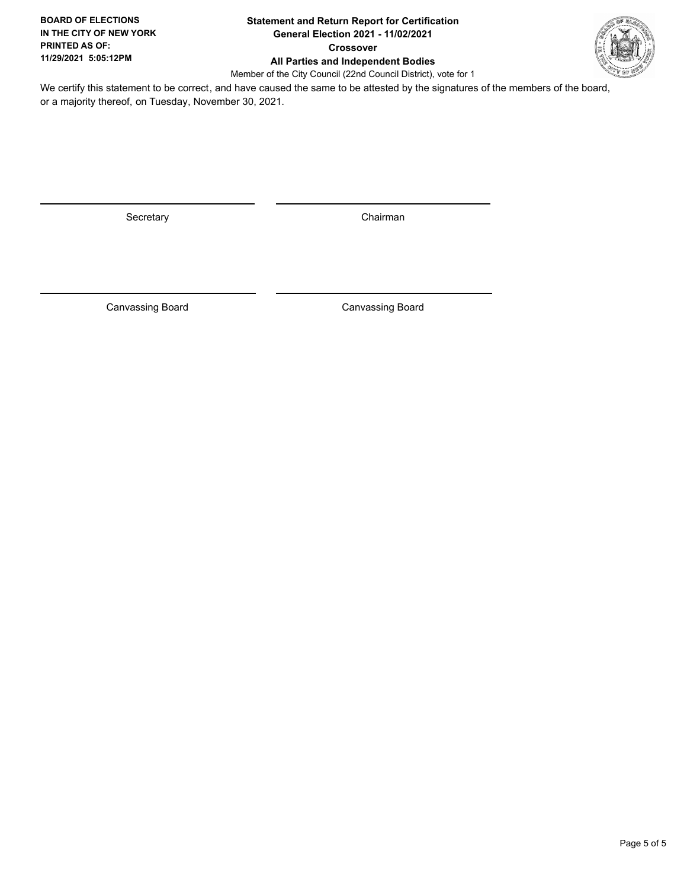We certify this statement to be correct, and have caused the same to be attested by the signatures of the members of the board, or a majority thereof, on Tuesday, November 30, 2021.

| | |
|---|---|
| Secretary | Chairman |
| Canvassing Board | Canvassing Board |